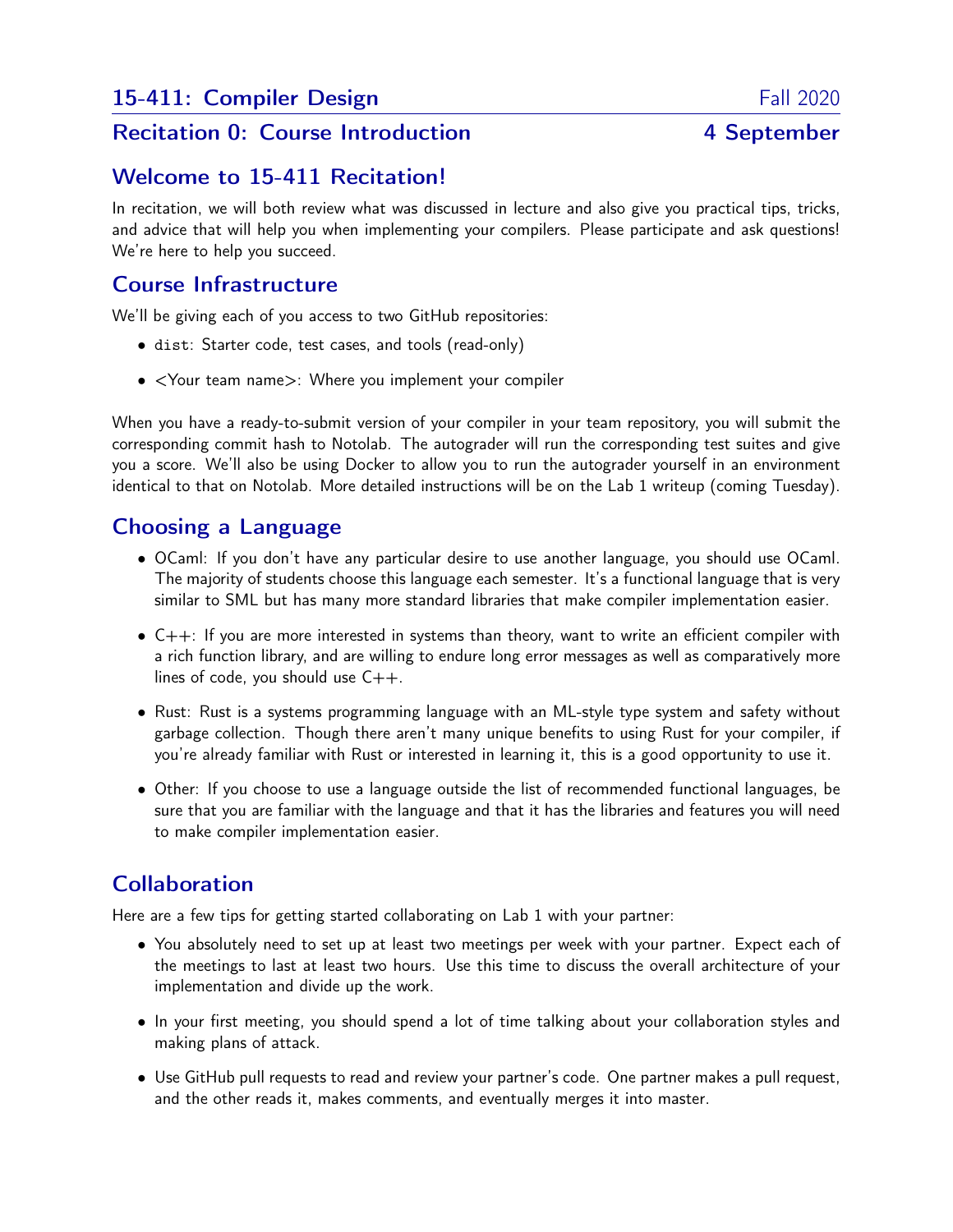# 15-411: Compiler Design — Fall 2020

## Recitation 0: Course Introduction — 4 September

## Welcome to 15-411 Recitation!

In recitation, we will both review what was discussed in lecture and also give you practical tips, tricks, and advice that will help you when implementing your compilers. Please participate and ask questions! We're here to help you succeed.

## Course Infrastructure

We'll be giving each of you access to two GitHub repositories:

- `dist`: Starter code, test cases, and tools (read-only)
- <Your team name>: Where you implement your compiler

When you have a ready-to-submit version of your compiler in your team repository, you will submit the corresponding commit hash to Notolab. The autograder will run the corresponding test suites and give you a score. We'll also be using Docker to allow you to run the autograder yourself in an environment identical to that on Notolab. More detailed instructions will be on the Lab 1 writeup (coming Tuesday).

## Choosing a Language

- OCaml: If you don't have any particular desire to use another language, you should use OCaml. The majority of students choose this language each semester. It's a functional language that is very similar to SML but has many more standard libraries that make compiler implementation easier.
- C++: If you are more interested in systems than theory, want to write an efficient compiler with a rich function library, and are willing to endure long error messages as well as comparatively more lines of code, you should use C++.
- Rust: Rust is a systems programming language with an ML-style type system and safety without garbage collection. Though there aren't many unique benefits to using Rust for your compiler, if you're already familiar with Rust or interested in learning it, this is a good opportunity to use it.
- Other: If you choose to use a language outside the list of recommended functional languages, be sure that you are familiar with the language and that it has the libraries and features you will need to make compiler implementation easier.

## Collaboration

Here are a few tips for getting started collaborating on Lab 1 with your partner:

- You absolutely need to set up at least two meetings per week with your partner. Expect each of the meetings to last at least two hours. Use this time to discuss the overall architecture of your implementation and divide up the work.
- In your first meeting, you should spend a lot of time talking about your collaboration styles and making plans of attack.
- Use GitHub pull requests to read and review your partner's code. One partner makes a pull request, and the other reads it, makes comments, and eventually merges it into master.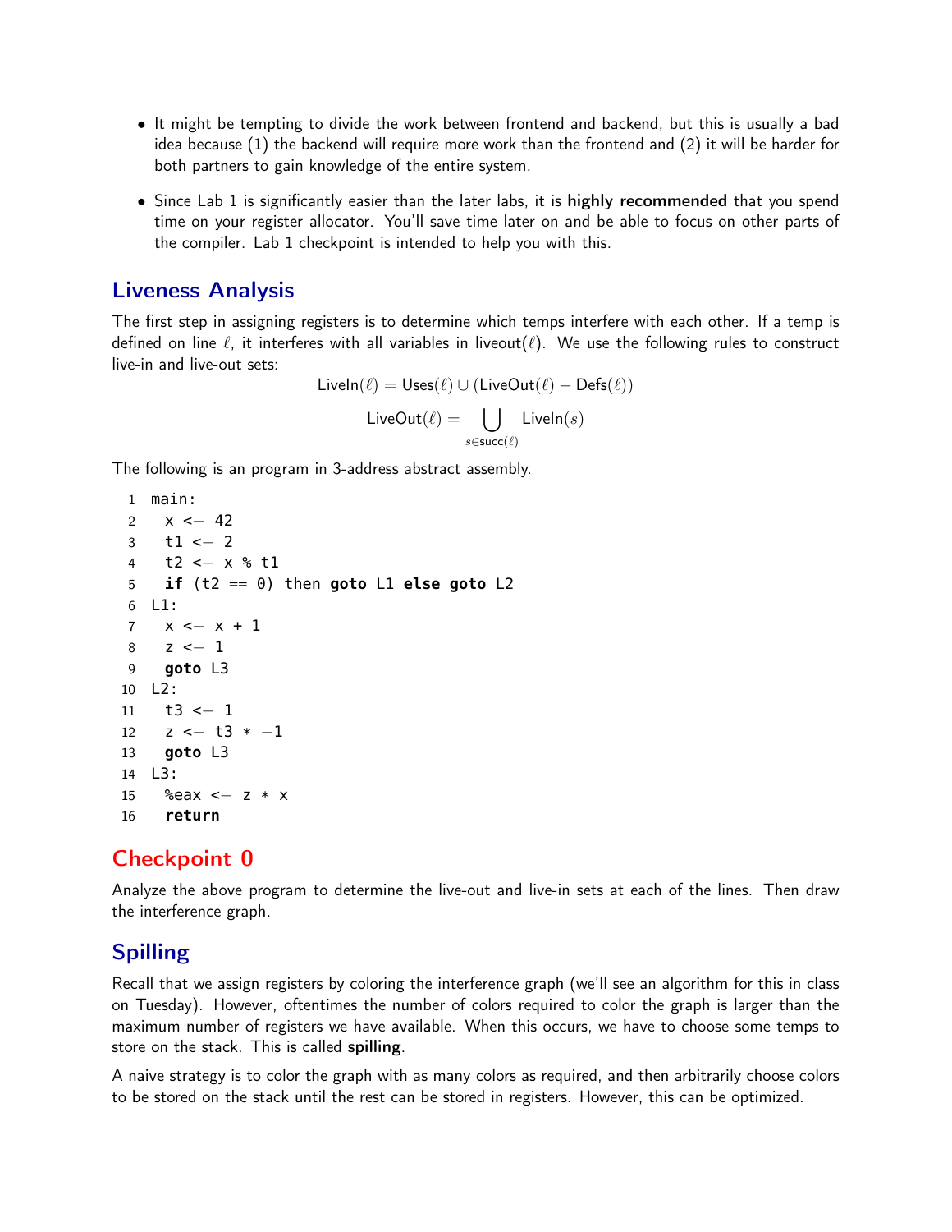- It might be tempting to divide the work between frontend and backend, but this is usually a bad idea because (1) the backend will require more work than the frontend and (2) it will be harder for both partners to gain knowledge of the entire system.
- Since Lab 1 is significantly easier than the later labs, it is **highly recommended** that you spend time on your register allocator. You'll save time later on and be able to focus on other parts of the compiler. Lab 1 checkpoint is intended to help you with this.

## Liveness Analysis

The first step in assigning registers is to determine which temps interfere with each other. If a temp is defined on line $\ell$, it interferes with all variables in liveout($\ell$). We use the following rules to construct live-in and live-out sets:

$$\text{LiveIn}(\ell) = \text{Uses}(\ell) \cup (\text{LiveOut}(\ell) - \text{Defs}(\ell))$$

$$\text{LiveOut}(\ell) = \bigcup_{s \in \text{succ}(\ell)} \text{LiveIn}(s)$$

The following is an program in 3-address abstract assembly.

```
1  main:
2    x <- 42
3    t1 <- 2
4    t2 <- x % t1
5    if (t2 == 0) then goto L1 else goto L2
6  L1:
7    x <- x + 1
8    z <- 1
9    goto L3
10 L2:
11   t3 <- 1
12   z <- t3 * -1
13   goto L3
14 L3:
15   %eax <- z * x
16   return
```

## Checkpoint 0

Analyze the above program to determine the live-out and live-in sets at each of the lines. Then draw the interference graph.

## Spilling

Recall that we assign registers by coloring the interference graph (we'll see an algorithm for this in class on Tuesday). However, oftentimes the number of colors required to color the graph is larger than the maximum number of registers we have available. When this occurs, we have to choose some temps to store on the stack. This is called **spilling**.

A naive strategy is to color the graph with as many colors as required, and then arbitrarily choose colors to be stored on the stack until the rest can be stored in registers. However, this can be optimized.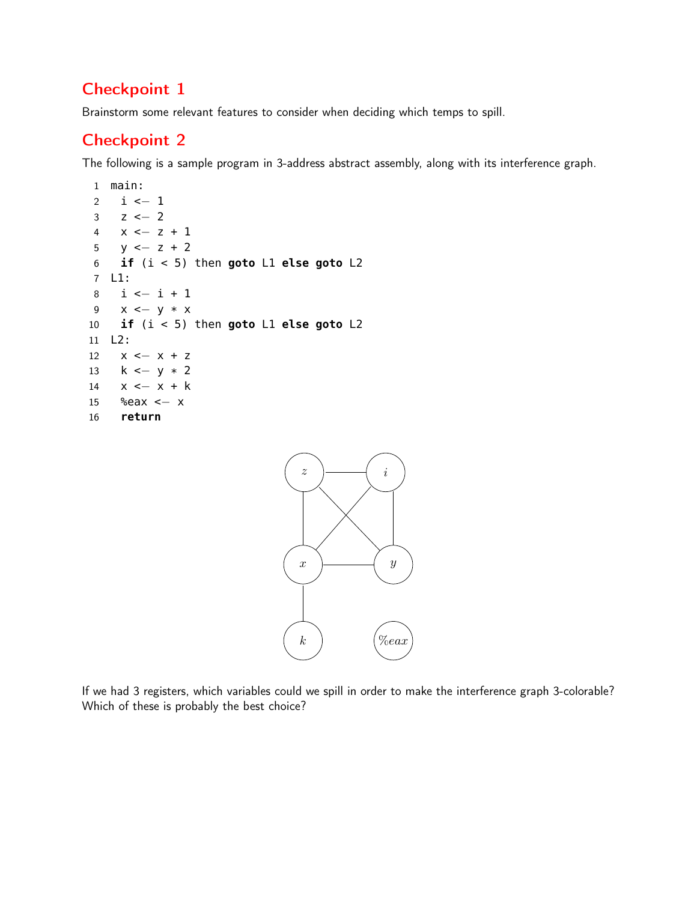# Checkpoint 1

Brainstorm some relevant features to consider when deciding which temps to spill.

# Checkpoint 2

The following is a sample program in 3-address abstract assembly, along with its interference graph.

```
1  main:
2    i <- 1
3    z <- 2
4    x <- z + 1
5    y <- z + 2
6    if (i < 5) then goto L1 else goto L2
7  L1:
8    i <- i + 1
9    x <- y * x
10   if (i < 5) then goto L1 else goto L2
11 L2:
12   x <- x + z
13   k <- y * 2
14   x <- x + k
15   %eax <- x
16   return
```

$z$

$i$

$x$

$y$

$k$

$\%eax$

If we had 3 registers, which variables could we spill in order to make the interference graph 3-colorable? Which of these is probably the best choice?